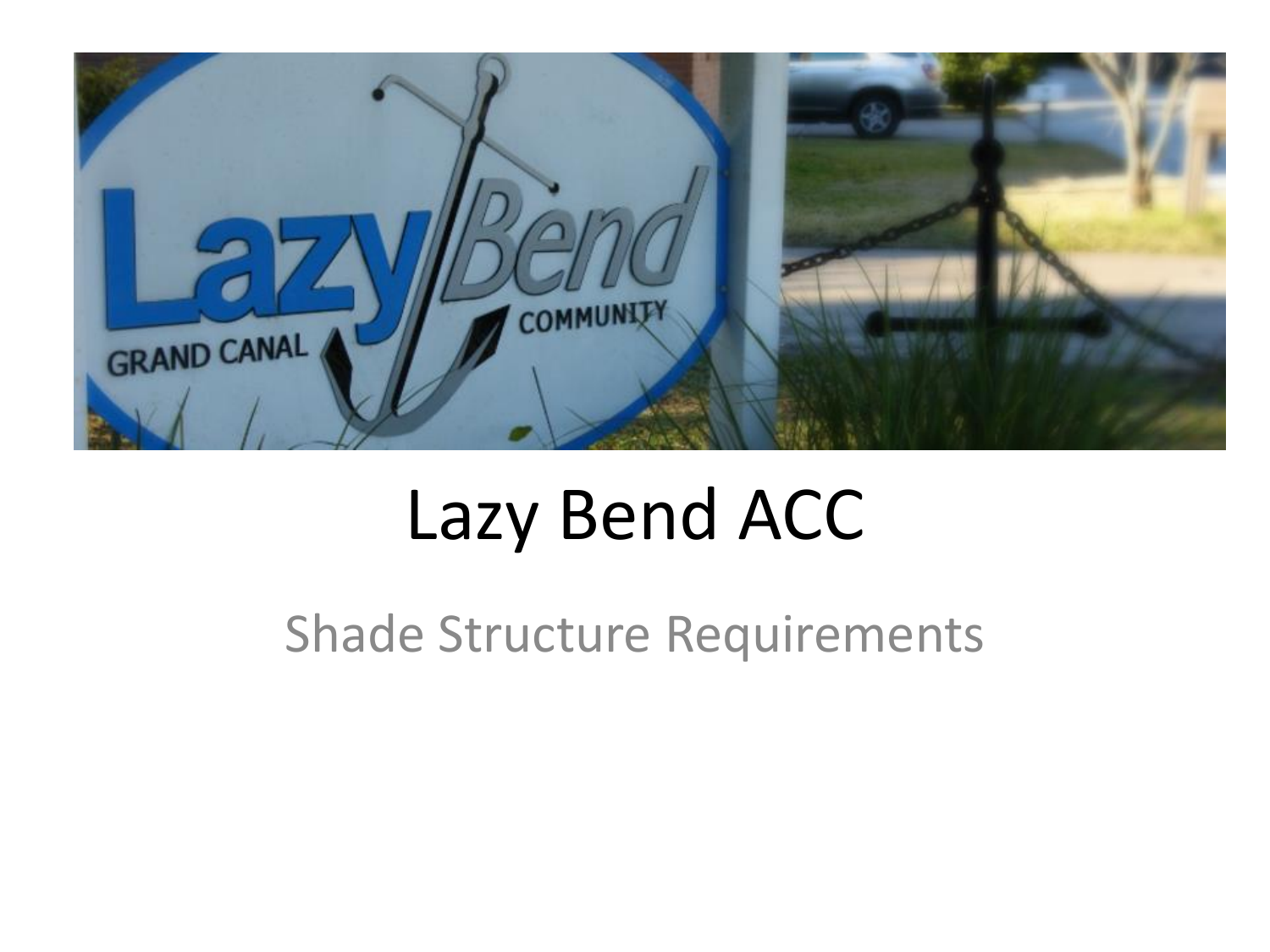# Lazy Bend ACC

Shade Structure Requirements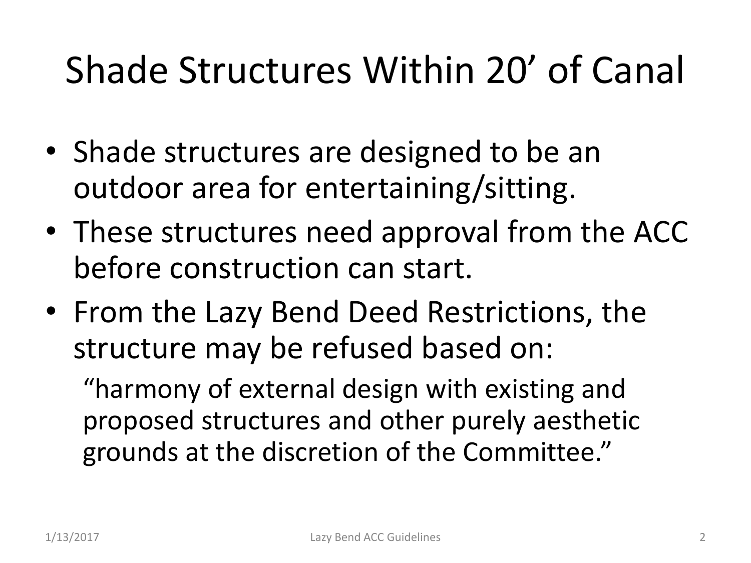# Shade Structures Within 20' of Canal

- Shade structures are designed to be an outdoor area for entertaining/sitting.
- These structures need approval from the ACC before construction can start.
- From the Lazy Bend Deed Restrictions, the structure may be refused based on:

  "harmony of external design with existing and proposed structures and other purely aesthetic grounds at the discretion of the Committee."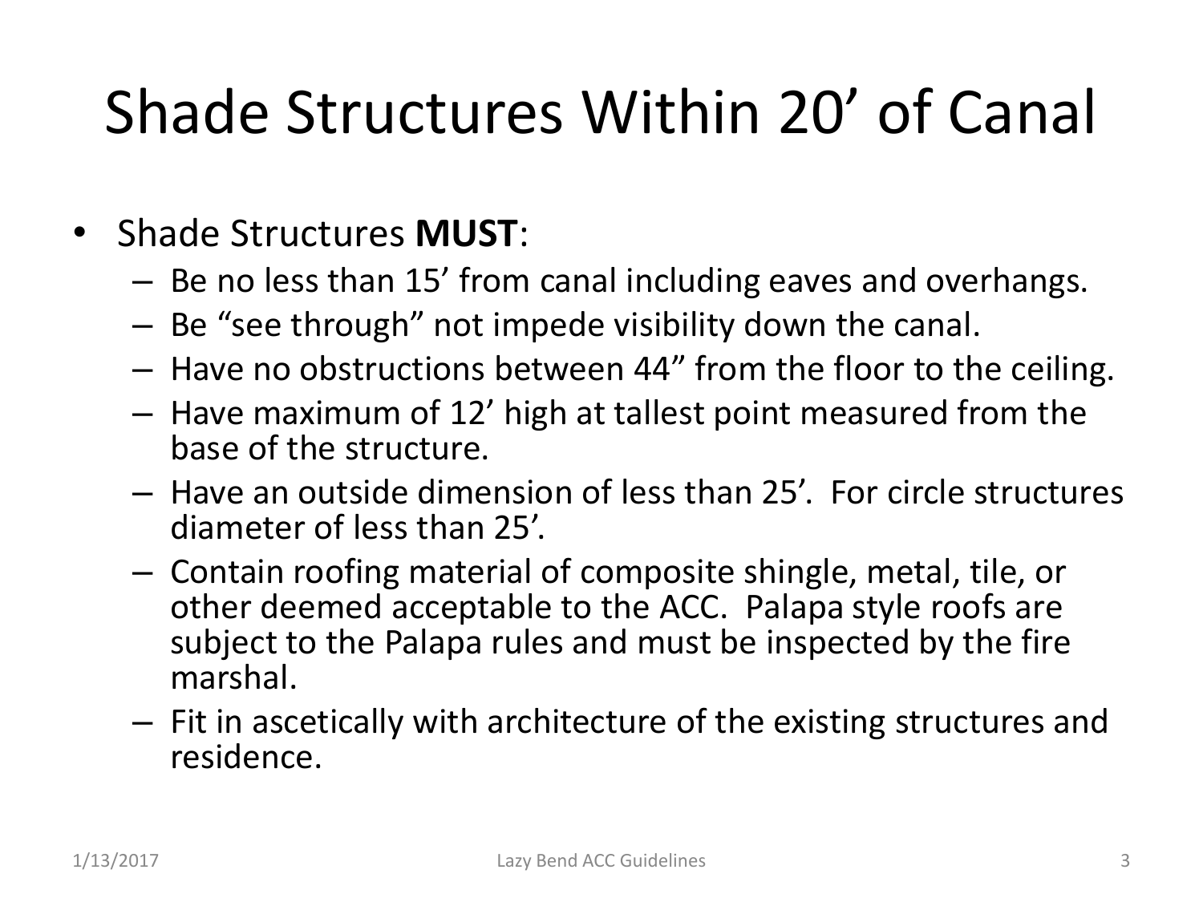# Shade Structures Within 20' of Canal

- Shade Structures **MUST**:
  - Be no less than 15' from canal including eaves and overhangs.
  - Be "see through" not impede visibility down the canal.
  - Have no obstructions between 44" from the floor to the ceiling.
  - Have maximum of 12' high at tallest point measured from the base of the structure.
  - Have an outside dimension of less than 25'. For circle structures diameter of less than 25'.
  - Contain roofing material of composite shingle, metal, tile, or other deemed acceptable to the ACC. Palapa style roofs are subject to the Palapa rules and must be inspected by the fire marshal.
  - Fit in ascetically with architecture of the existing structures and residence.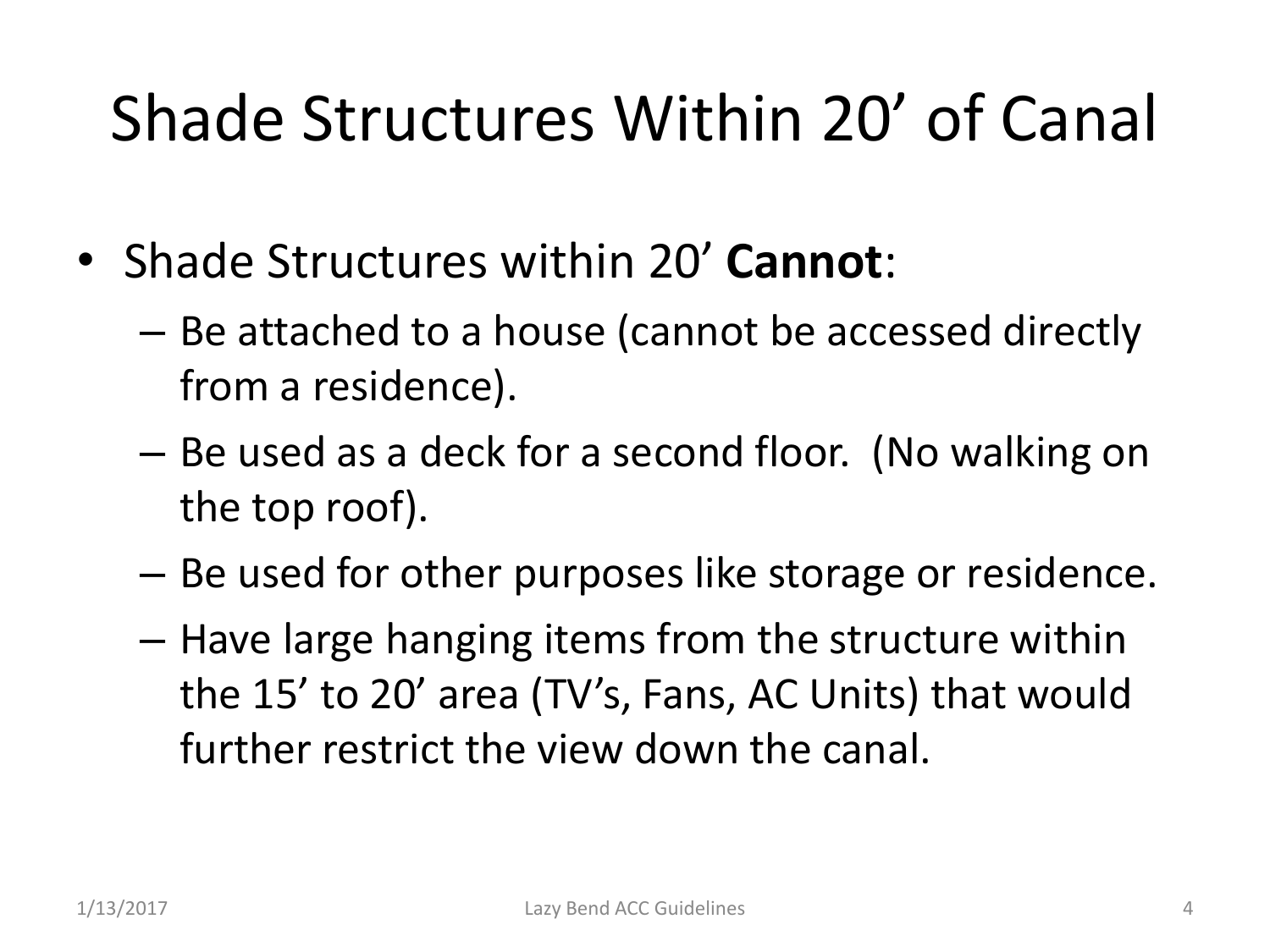# Shade Structures Within 20’ of Canal

- Shade Structures within 20’ **Cannot**:
  - Be attached to a house (cannot be accessed directly from a residence).
  - Be used as a deck for a second floor. (No walking on the top roof).
  - Be used for other purposes like storage or residence.
  - Have large hanging items from the structure within the 15’ to 20’ area (TV’s, Fans, AC Units) that would further restrict the view down the canal.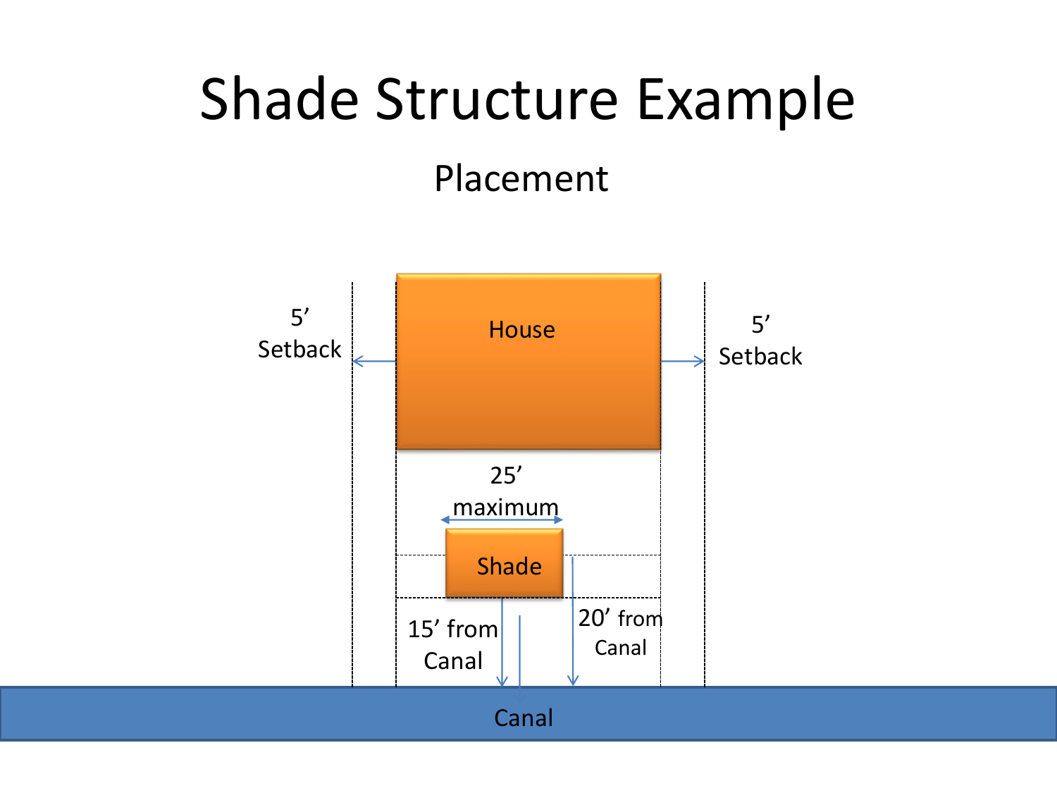# Shade Structure Example

## Placement

5’ Setback

House

5’ Setback

25’ maximum

Shade

15’ from Canal

20’ from Canal

Canal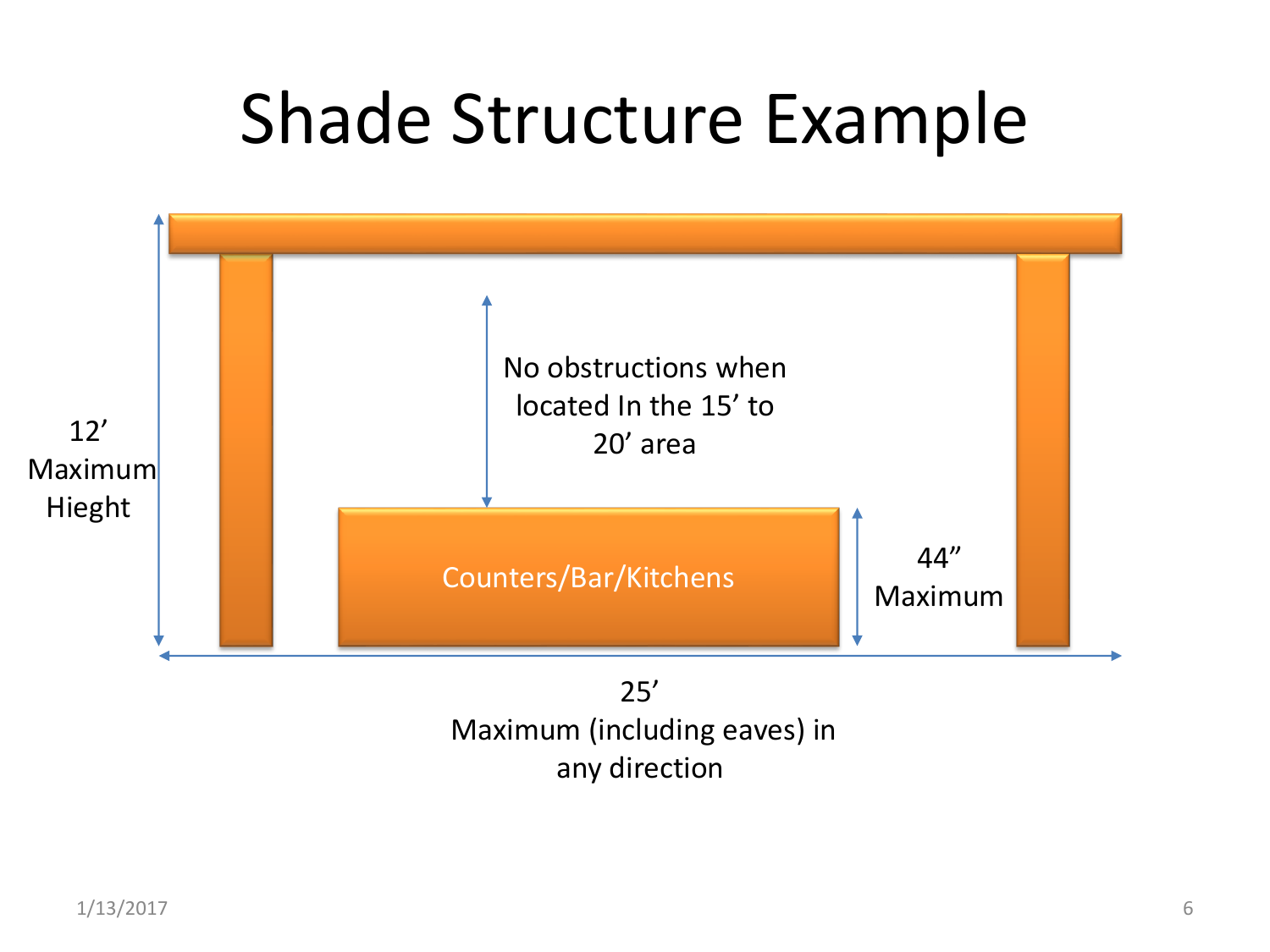# Shade Structure Example

12’
Maximum
Hieght

No obstructions when
located In the 15’ to
20’ area

Counters/Bar/Kitchens

44”
Maximum

25’
Maximum (including eaves) in
any direction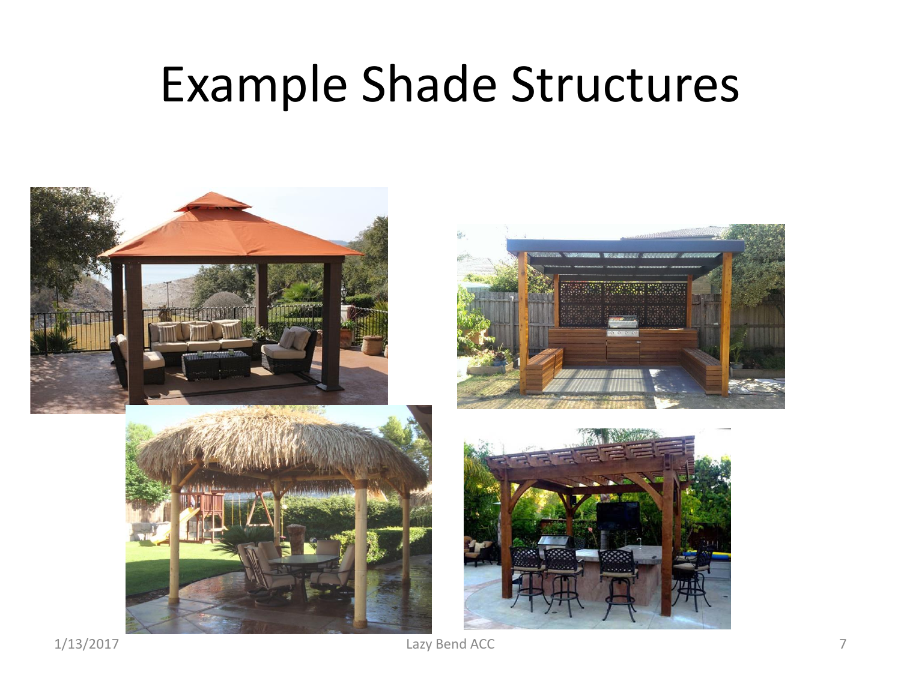# Example Shade Structures